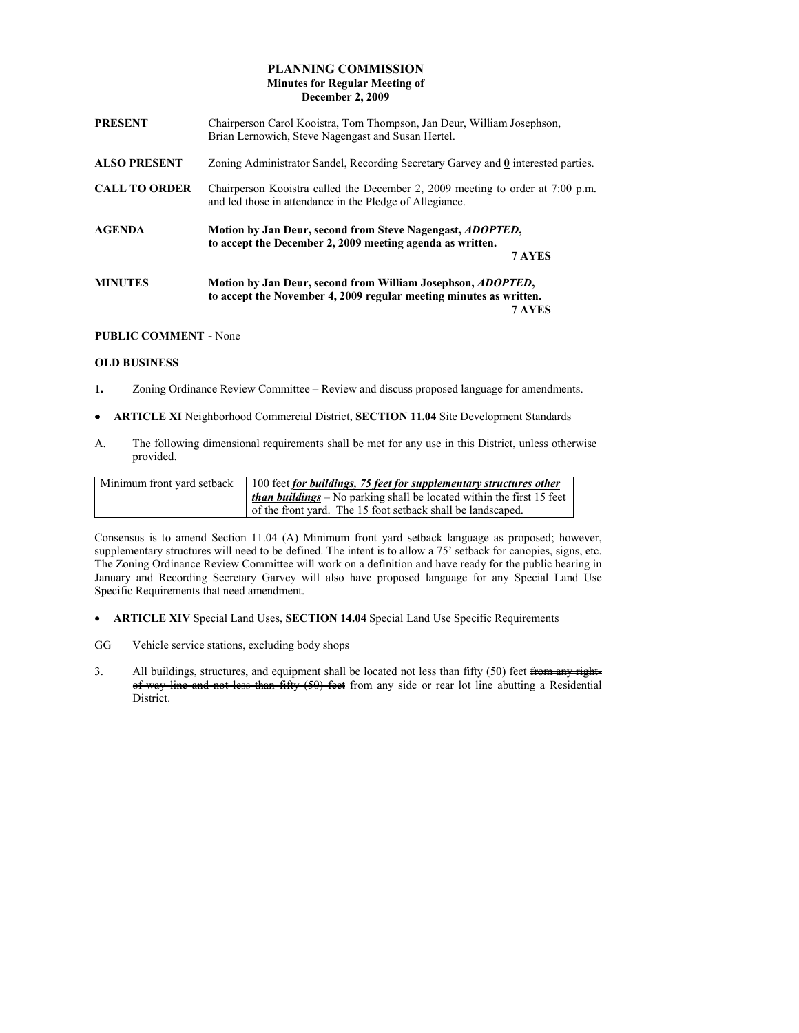# PLANNING COMMISSION
## Minutes for Regular Meeting of
## December 2, 2009

**PRESENT** Chairperson Carol Kooistra, Tom Thompson, Jan Deur, William Josephson, Brian Lernowich, Steve Nagengast and Susan Hertel.

**ALSO PRESENT** Zoning Administrator Sandel, Recording Secretary Garvey and **0** interested parties.

**CALL TO ORDER** Chairperson Kooistra called the December 2, 2009 meeting to order at 7:00 p.m. and led those in attendance in the Pledge of Allegiance.

**AGENDA** **Motion by Jan Deur, second from Steve Nagengast, *ADOPTED*, to accept the December 2, 2009 meeting agenda as written.**

**7 AYES**

**MINUTES** **Motion by Jan Deur, second from William Josephson, *ADOPTED*, to accept the November 4, 2009 regular meeting minutes as written.**

**7 AYES**

**PUBLIC COMMENT -** None

**OLD BUSINESS**

**1.** Zoning Ordinance Review Committee – Review and discuss proposed language for amendments.

- **ARTICLE XI** Neighborhood Commercial District, **SECTION 11.04** Site Development Standards

A. The following dimensional requirements shall be met for any use in this District, unless otherwise provided.

| | |
|---|---|
| Minimum front yard setback | 100 feet ***for buildings, 75 feet for supplementary structures other than buildings*** – No parking shall be located within the first 15 feet of the front yard. The 15 foot setback shall be landscaped. |

Consensus is to amend Section 11.04 (A) Minimum front yard setback language as proposed; however, supplementary structures will need to be defined. The intent is to allow a 75' setback for canopies, signs, etc. The Zoning Ordinance Review Committee will work on a definition and have ready for the public hearing in January and Recording Secretary Garvey will also have proposed language for any Special Land Use Specific Requirements that need amendment.

- **ARTICLE XIV** Special Land Uses, **SECTION 14.04** Special Land Use Specific Requirements

GG Vehicle service stations, excluding body shops

3. All buildings, structures, and equipment shall be located not less than fifty (50) feet ~~from any right-of-way line and not less than fifty (50) feet~~ from any side or rear lot line abutting a Residential District.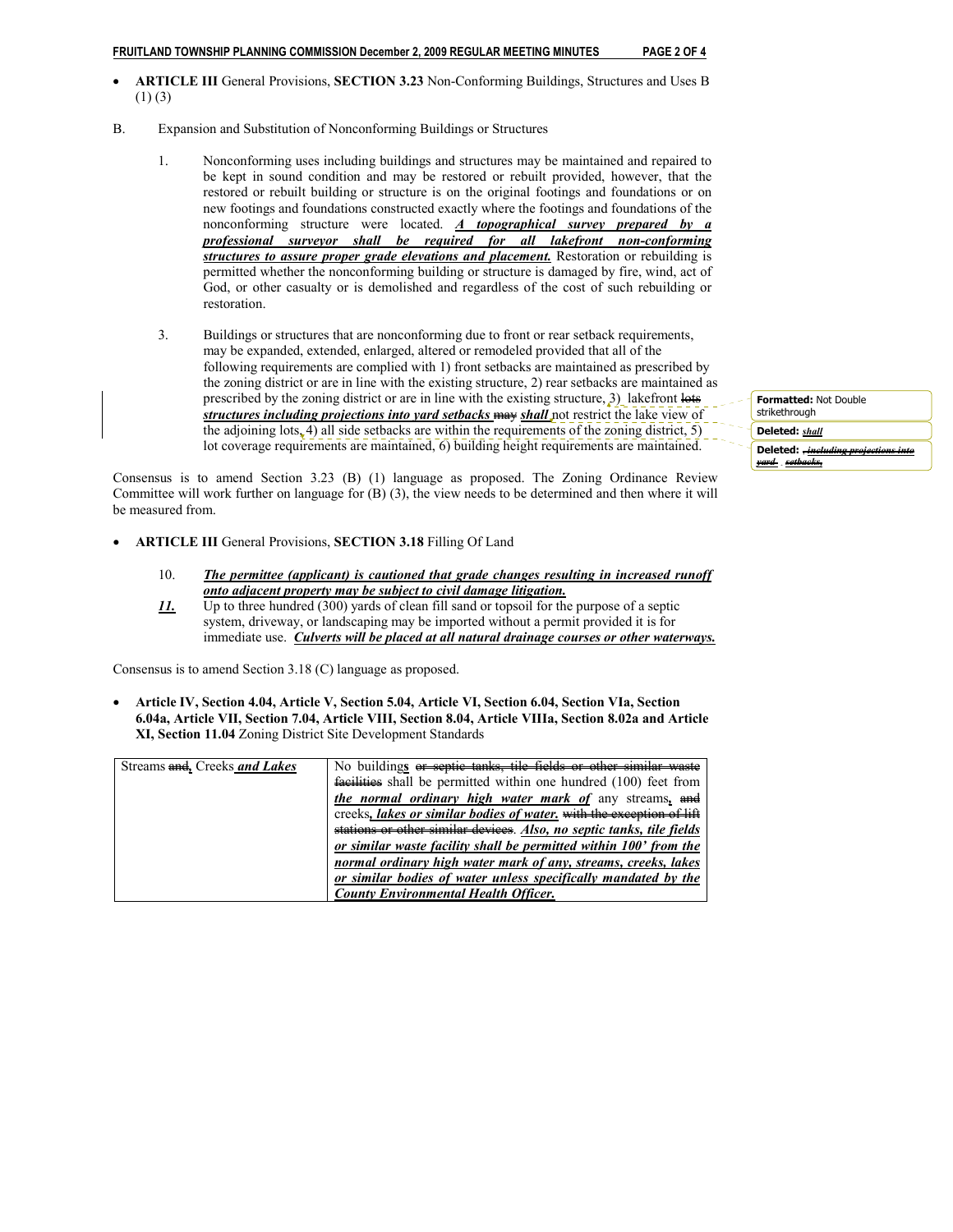- **ARTICLE III** General Provisions, **SECTION 3.23** Non-Conforming Buildings, Structures and Uses B (1) (3)

B. Expansion and Substitution of Nonconforming Buildings or Structures

1. Nonconforming uses including buildings and structures may be maintained and repaired to be kept in sound condition and may be restored or rebuilt provided, however, that the restored or rebuilt building or structure is on the original footings and foundations or on new footings and foundations constructed exactly where the footings and foundations of the nonconforming structure were located. ***A topographical survey prepared by a professional surveyor shall be required for all lakefront non-conforming structures to assure proper grade elevations and placement.*** Restoration or rebuilding is permitted whether the nonconforming building or structure is damaged by fire, wind, act of God, or other casualty or is demolished and regardless of the cost of such rebuilding or restoration.

3. Buildings or structures that are nonconforming due to front or rear setback requirements, may be expanded, extended, enlarged, altered or remodeled provided that all of the following requirements are complied with 1) front setbacks are maintained as prescribed by the zoning district or are in line with the existing structure, 2) rear setbacks are maintained as prescribed by the zoning district or are in line with the existing structure, 3) lakefront ~~lots~~ ***structures including projections into yard setbacks*** ~~may~~ ***shall*** not restrict the lake view of the adjoining lots, 4) all side setbacks are within the requirements of the zoning district, 5) lot coverage requirements are maintained, 6) building height requirements are maintained.

> **Formatted:** Not Double strikethrough
>
> **Deleted:** *shall*
>
> **Deleted:** ~~, including projections into yard setbacks,~~

Consensus is to amend Section 3.23 (B) (1) language as proposed. The Zoning Ordinance Review Committee will work further on language for (B) (3), the view needs to be determined and then where it will be measured from.

- **ARTICLE III** General Provisions, **SECTION 3.18** Filling Of Land

10. ***The permittee (applicant) is cautioned that grade changes resulting in increased runoff onto adjacent property may be subject to civil damage litigation.***

***11.*** Up to three hundred (300) yards of clean fill sand or topsoil for the purpose of a septic system, driveway, or landscaping may be imported without a permit provided it is for immediate use. ***Culverts will be placed at all natural drainage courses or other waterways.***

Consensus is to amend Section 3.18 (C) language as proposed.

- **Article IV, Section 4.04, Article V, Section 5.04, Article VI, Section 6.04, Section VIa, Section 6.04a, Article VII, Section 7.04, Article VIII, Section 8.04, Article VIIIa, Section 8.02a and Article XI, Section 11.04** Zoning District Site Development Standards

| | |
|---|---|
| Streams ~~and~~, Creeks ***and Lakes*** | No building**s** ~~or septic tanks, tile fields or other similar waste facilities~~ shall be permitted within one hundred (100) feet from ***the normal ordinary high water mark of*** any streams, ~~and~~ creeks, ***lakes or similar bodies of water.*** ~~with the exception of lift stations or other similar devices~~. ***Also, no septic tanks, tile fields or similar waste facility shall be permitted within 100' from the normal ordinary high water mark of any, streams, creeks, lakes or similar bodies of water unless specifically mandated by the County Environmental Health Officer.*** |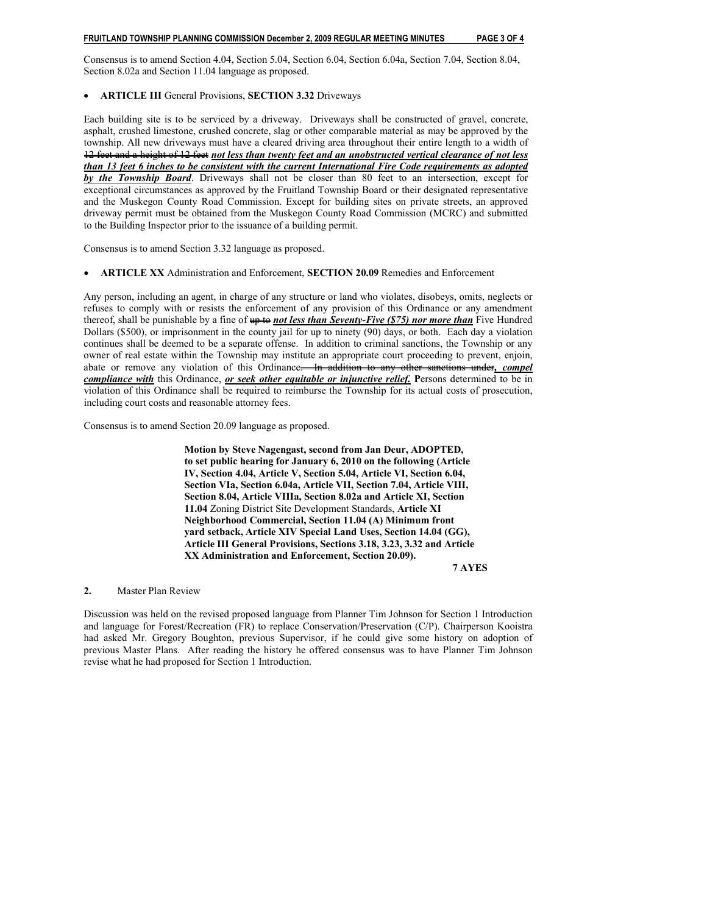Consensus is to amend Section 4.04, Section 5.04, Section 6.04, Section 6.04a, Section 7.04, Section 8.04, Section 8.02a and Section 11.04 language as proposed.

- **ARTICLE III** General Provisions, **SECTION 3.32** Driveways

Each building site is to be serviced by a driveway. Driveways shall be constructed of gravel, concrete, asphalt, crushed limestone, crushed concrete, slag or other comparable material as may be approved by the township. All new driveways must have a cleared driving area throughout their entire length to a width of ~~12 feet and a height of 12 feet~~ ***not less than twenty feet and an unobstructed vertical clearance of not less than 13 feet 6 inches to be consistent with the current International Fire Code requirements as adopted by the Township Board***. Driveways shall not be closer than 80 feet to an intersection, except for exceptional circumstances as approved by the Fruitland Township Board or their designated representative and the Muskegon County Road Commission. Except for building sites on private streets, an approved driveway permit must be obtained from the Muskegon County Road Commission (MCRC) and submitted to the Building Inspector prior to the issuance of a building permit.

Consensus is to amend Section 3.32 language as proposed.

- **ARTICLE XX** Administration and Enforcement, **SECTION 20.09** Remedies and Enforcement

Any person, including an agent, in charge of any structure or land who violates, disobeys, omits, neglects or refuses to comply with or resists the enforcement of any provision of this Ordinance or any amendment thereof, shall be punishable by a fine of ~~up to~~ ***not less than Seventy-Five ($75) nor more than*** Five Hundred Dollars ($500), or imprisonment in the county jail for up to ninety (90) days, or both. Each day a violation continues shall be deemed to be a separate offense. In addition to criminal sanctions, the Township or any owner of real estate within the Township may institute an appropriate court proceeding to prevent, enjoin, abate or remove any violation of this Ordinance~~. In addition to any other sanctions under~~***, compel compliance with*** this Ordinance, ***or seek other equitable or injunctive relief.*** **P**ersons determined to be in violation of this Ordinance shall be required to reimburse the Township for its actual costs of prosecution, including court costs and reasonable attorney fees.

Consensus is to amend Section 20.09 language as proposed.

> **Motion by Steve Nagengast, second from Jan Deur, ADOPTED, to set public hearing for January 6, 2010 on the following (Article IV, Section 4.04, Article V, Section 5.04, Article VI, Section 6.04, Section VIa, Section 6.04a, Article VII, Section 7.04, Article VIII, Section 8.04, Article VIIIa, Section 8.02a and Article XI, Section 11.04** Zoning District Site Development Standards, **Article XI Neighborhood Commercial, Section 11.04 (A) Minimum front yard setback, Article XIV Special Land Uses, Section 14.04 (GG), Article III General Provisions, Sections 3.18, 3.23, 3.32 and Article XX Administration and Enforcement, Section 20.09).**
>
> **7 AYES**

**2.** Master Plan Review

Discussion was held on the revised proposed language from Planner Tim Johnson for Section 1 Introduction and language for Forest/Recreation (FR) to replace Conservation/Preservation (C/P). Chairperson Kooistra had asked Mr. Gregory Boughton, previous Supervisor, if he could give some history on adoption of previous Master Plans. After reading the history he offered consensus was to have Planner Tim Johnson revise what he had proposed for Section 1 Introduction.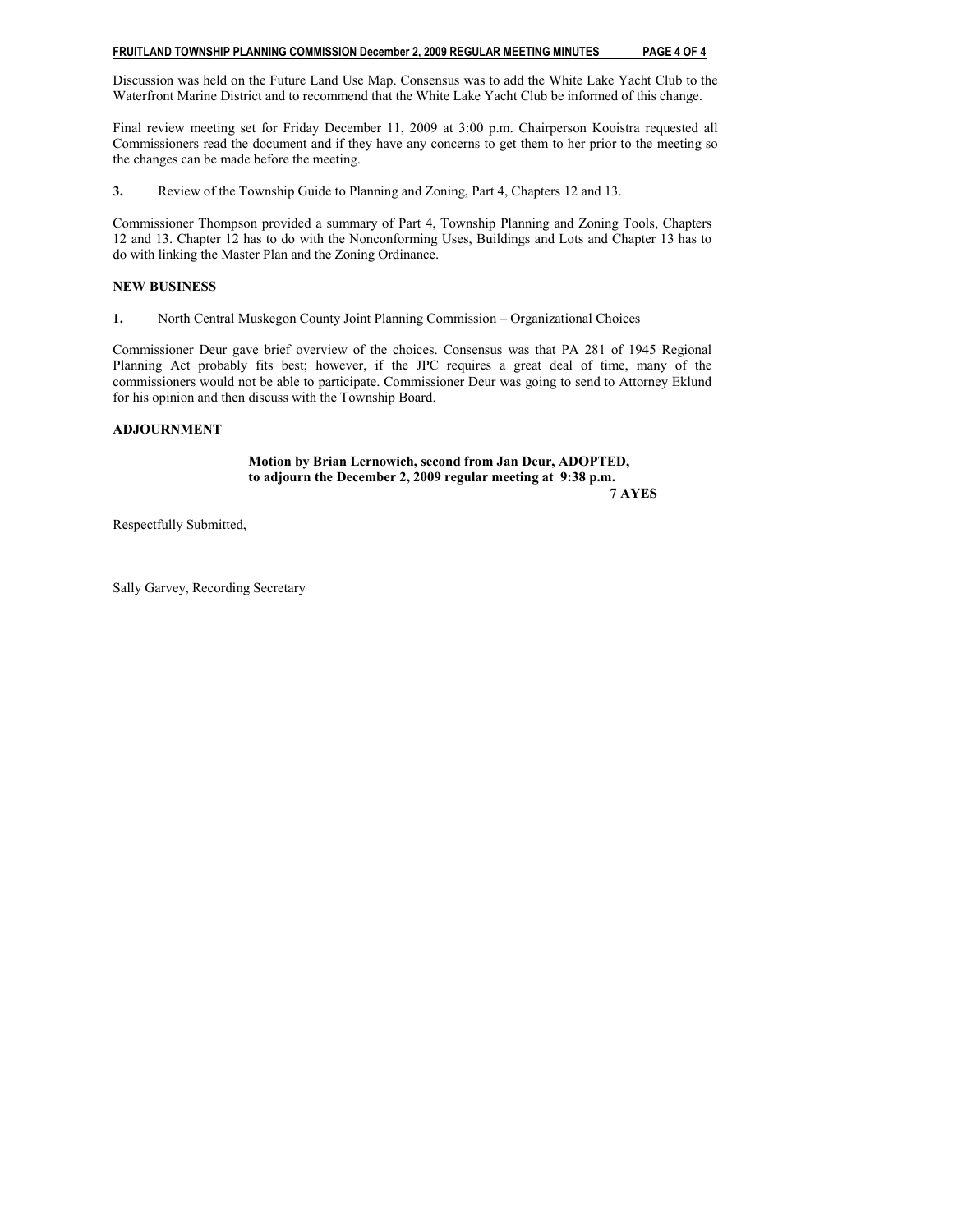Discussion was held on the Future Land Use Map. Consensus was to add the White Lake Yacht Club to the Waterfront Marine District and to recommend that the White Lake Yacht Club be informed of this change.

Final review meeting set for Friday December 11, 2009 at 3:00 p.m. Chairperson Kooistra requested all Commissioners read the document and if they have any concerns to get them to her prior to the meeting so the changes can be made before the meeting.

**3.** Review of the Township Guide to Planning and Zoning, Part 4, Chapters 12 and 13.

Commissioner Thompson provided a summary of Part 4, Township Planning and Zoning Tools, Chapters 12 and 13. Chapter 12 has to do with the Nonconforming Uses, Buildings and Lots and Chapter 13 has to do with linking the Master Plan and the Zoning Ordinance.

**NEW BUSINESS**

**1.** North Central Muskegon County Joint Planning Commission – Organizational Choices

Commissioner Deur gave brief overview of the choices. Consensus was that PA 281 of 1945 Regional Planning Act probably fits best; however, if the JPC requires a great deal of time, many of the commissioners would not be able to participate. Commissioner Deur was going to send to Attorney Eklund for his opinion and then discuss with the Township Board.

**ADJOURNMENT**

**Motion by Brian Lernowich, second from Jan Deur, ADOPTED, to adjourn the December 2, 2009 regular meeting at 9:38 p.m.**

**7 AYES**

Respectfully Submitted,

Sally Garvey, Recording Secretary